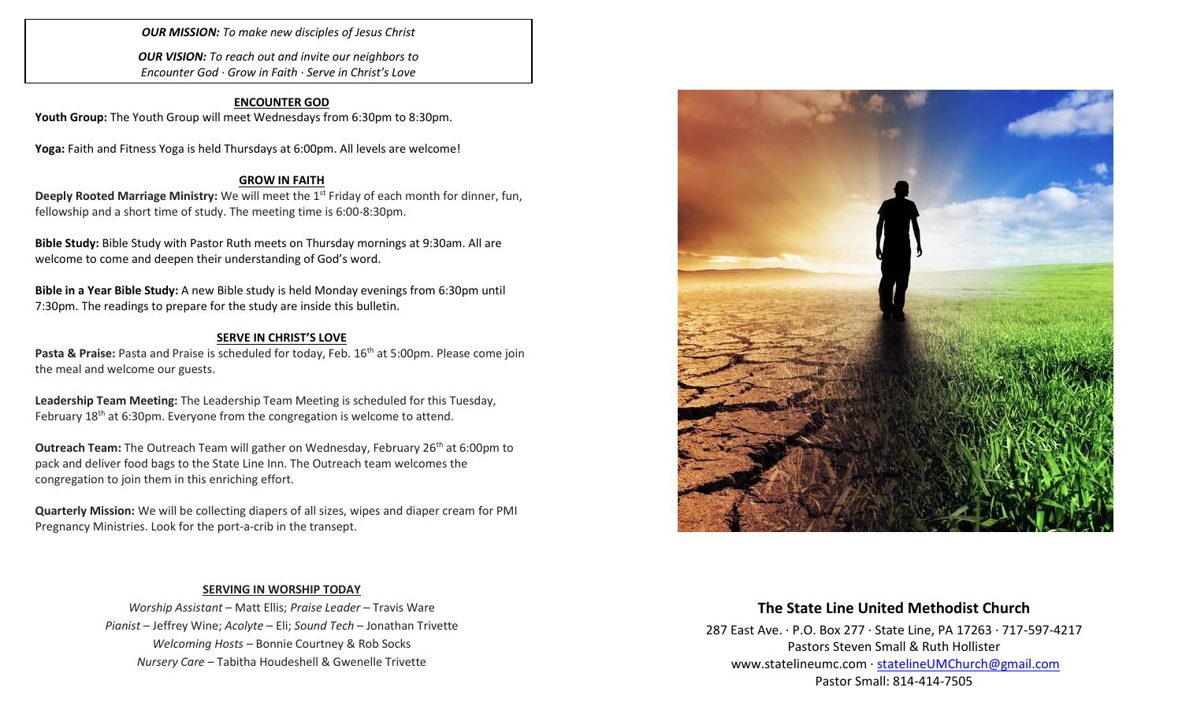***OUR MISSION:*** *To make new disciples of Jesus Christ*

***OUR VISION:*** *To reach out and invite our neighbors to Encounter God · Grow in Faith · Serve in Christ's Love*

## ENCOUNTER GOD

**Youth Group:** The Youth Group will meet Wednesdays from 6:30pm to 8:30pm.

**Yoga:** Faith and Fitness Yoga is held Thursdays at 6:00pm. All levels are welcome!

## GROW IN FAITH

**Deeply Rooted Marriage Ministry:** We will meet the 1st Friday of each month for dinner, fun, fellowship and a short time of study. The meeting time is 6:00-8:30pm.

**Bible Study:** Bible Study with Pastor Ruth meets on Thursday mornings at 9:30am. All are welcome to come and deepen their understanding of God's word.

**Bible in a Year Bible Study:** A new Bible study is held Monday evenings from 6:30pm until 7:30pm. The readings to prepare for the study are inside this bulletin.

## SERVE IN CHRIST'S LOVE

**Pasta & Praise:** Pasta and Praise is scheduled for today, Feb. 16th at 5:00pm. Please come join the meal and welcome our guests.

**Leadership Team Meeting:** The Leadership Team Meeting is scheduled for this Tuesday, February 18th at 6:30pm. Everyone from the congregation is welcome to attend.

**Outreach Team:** The Outreach Team will gather on Wednesday, February 26th at 6:00pm to pack and deliver food bags to the State Line Inn. The Outreach team welcomes the congregation to join them in this enriching effort.

**Quarterly Mission:** We will be collecting diapers of all sizes, wipes and diaper cream for PMI Pregnancy Ministries. Look for the port-a-crib in the transept.

## SERVING IN WORSHIP TODAY

*Worship Assistant* – Matt Ellis; *Praise Leader* – Travis Ware
*Pianist* – Jeffrey Wine; *Acolyte* – Eli; *Sound Tech* – Jonathan Trivette
*Welcoming Hosts* – Bonnie Courtney & Rob Socks
*Nursery Care* – Tabitha Houdeshell & Gwenelle Trivette

# The State Line United Methodist Church

287 East Ave. · P.O. Box 277 · State Line, PA 17263 · 717-597-4217
Pastors Steven Small & Ruth Hollister
www.statelineumc.com · statelineUMChurch@gmail.com
Pastor Small: 814-414-7505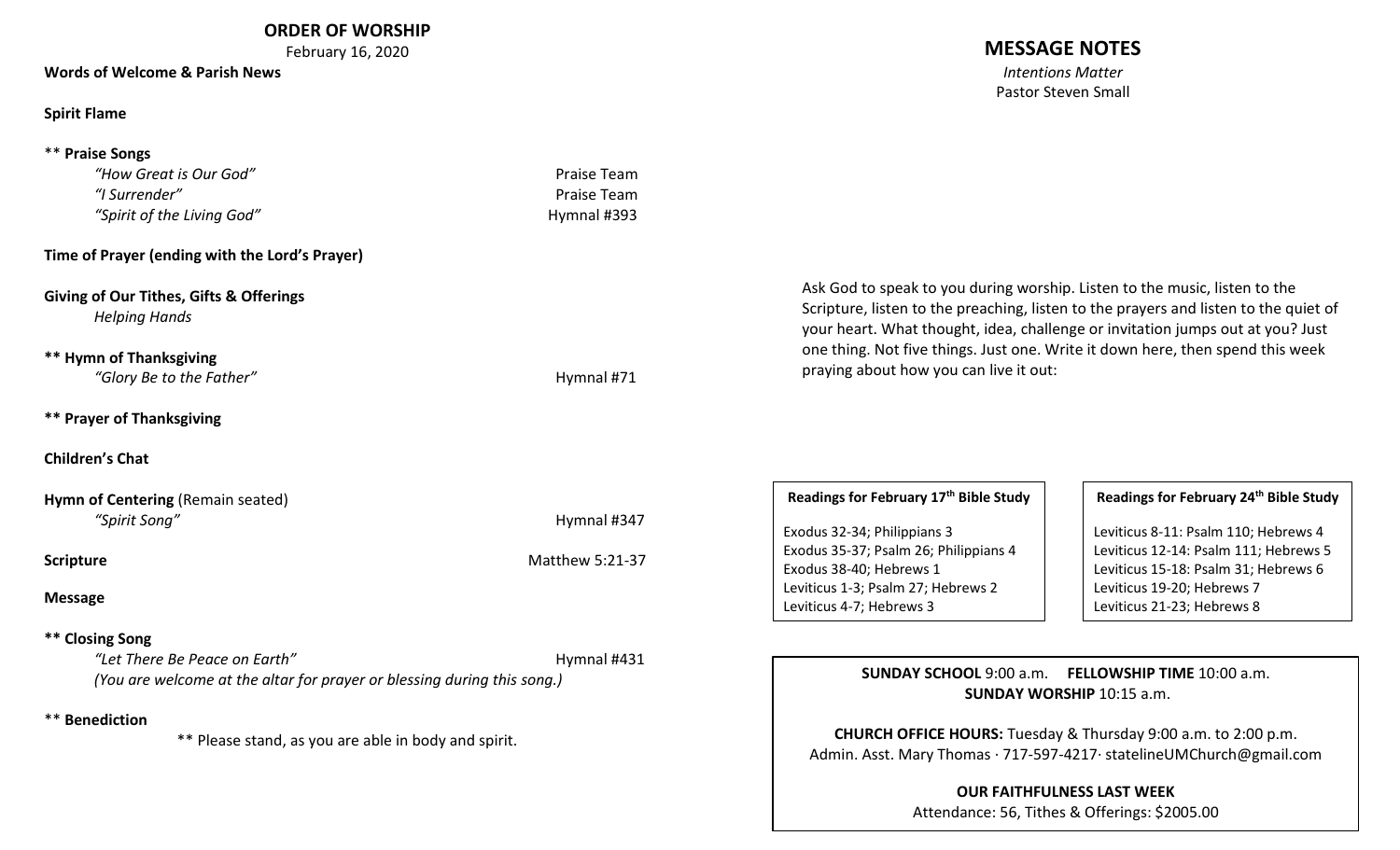## ORDER OF WORSHIP

February 16, 2020

**Words of Welcome & Parish News**

**Spirit Flame**

** **Praise Songs**

*"How Great is Our God"* — Praise Team
*"I Surrender"* — Praise Team
*"Spirit of the Living God"* — Hymnal #393

**Time of Prayer (ending with the Lord's Prayer)**

**Giving of Our Tithes, Gifts & Offerings**

*Helping Hands*

** **Hymn of Thanksgiving**

*"Glory Be to the Father"* — Hymnal #71

** **Prayer of Thanksgiving**

**Children's Chat**

**Hymn of Centering** (Remain seated)

*"Spirit Song"* — Hymnal #347

**Scripture** — Matthew 5:21-37

**Message**

** **Closing Song**

*"Let There Be Peace on Earth"* — Hymnal #431
*(You are welcome at the altar for prayer or blessing during this song.)*

** **Benediction**

** Please stand, as you are able in body and spirit.

## MESSAGE NOTES

*Intentions Matter*
Pastor Steven Small

Ask God to speak to you during worship. Listen to the music, listen to the Scripture, listen to the preaching, listen to the prayers and listen to the quiet of your heart. What thought, idea, challenge or invitation jumps out at you? Just one thing. Not five things. Just one. Write it down here, then spend this week praying about how you can live it out:

**Readings for February 17th Bible Study**

Exodus 32-34; Philippians 3
Exodus 35-37; Psalm 26; Philippians 4
Exodus 38-40; Hebrews 1
Leviticus 1-3; Psalm 27; Hebrews 2
Leviticus 4-7; Hebrews 3

**Readings for February 24th Bible Study**

Leviticus 8-11: Psalm 110; Hebrews 4
Leviticus 12-14: Psalm 111; Hebrews 5
Leviticus 15-18: Psalm 31; Hebrews 6
Leviticus 19-20; Hebrews 7
Leviticus 21-23; Hebrews 8

**SUNDAY SCHOOL** 9:00 a.m. **FELLOWSHIP TIME** 10:00 a.m.
**SUNDAY WORSHIP** 10:15 a.m.

**CHURCH OFFICE HOURS:** Tuesday & Thursday 9:00 a.m. to 2:00 p.m.
Admin. Asst. Mary Thomas · 717-597-4217· statelineUMChurch@gmail.com

**OUR FAITHFULNESS LAST WEEK**
Attendance: 56, Tithes & Offerings: $2005.00